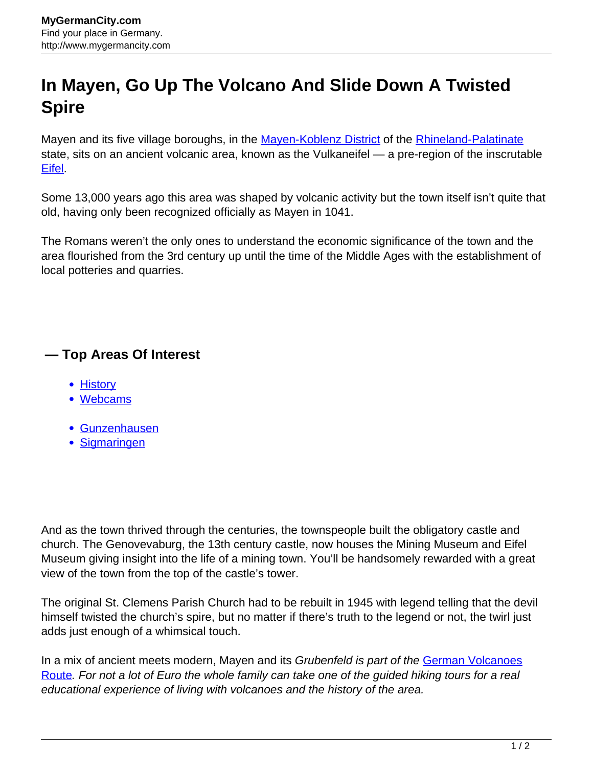# In Mayen, Go Up The Volcano And Slide Down A Twisted Spire

Mayen and its five village boroughs, in the Mayen-Koblenz District of the Rhineland-Palatinate state, sits on an ancient volcanic area, known as the Vulkaneifel — a pre-region of the inscrutable Eifel.

Some 13,000 years ago this area was shaped by volcanic activity but the town itself isn't quite that old, having only been recognized officially as Mayen in 1041.

The Romans weren't the only ones to understand the economic significance of the town and the area flourished from the 3rd century up until the time of the Middle Ages with the establishment of local potteries and quarries.

### — Top Areas Of Interest

- History
- Webcams

- Gunzenhausen
- Sigmaringen

And as the town thrived through the centuries, the townspeople built the obligatory castle and church. The Genovevaburg, the 13th century castle, now houses the Mining Museum and Eifel Museum giving insight into the life of a mining town. You'll be handsomely rewarded with a great view of the town from the top of the castle's tower.

The original St. Clemens Parish Church had to be rebuilt in 1945 with legend telling that the devil himself twisted the church's spire, but no matter if there's truth to the legend or not, the twirl just adds just enough of a whimsical touch.

In a mix of ancient meets modern, Mayen and its *Grubenfeld is part of the German Volcanoes Route. For not a lot of Euro the whole family can take one of the guided hiking tours for a real educational experience of living with volcanoes and the history of the area.*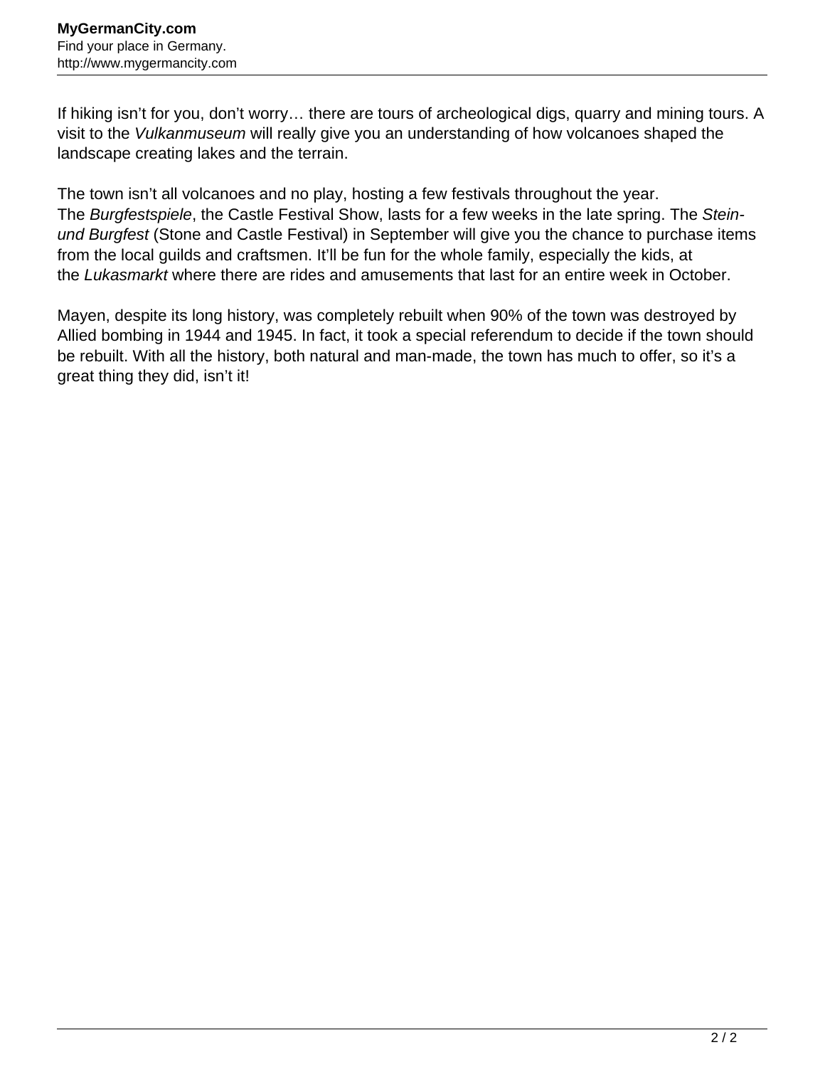If hiking isn't for you, don't worry… there are tours of archeological digs, quarry and mining tours. A visit to the *Vulkanmuseum* will really give you an understanding of how volcanoes shaped the landscape creating lakes and the terrain.

The town isn't all volcanoes and no play, hosting a few festivals throughout the year. The *Burgfestspiele*, the Castle Festival Show, lasts for a few weeks in the late spring. The *Stein- und Burgfest* (Stone and Castle Festival) in September will give you the chance to purchase items from the local guilds and craftsmen. It'll be fun for the whole family, especially the kids, at the *Lukasmarkt* where there are rides and amusements that last for an entire week in October.

Mayen, despite its long history, was completely rebuilt when 90% of the town was destroyed by Allied bombing in 1944 and 1945. In fact, it took a special referendum to decide if the town should be rebuilt. With all the history, both natural and man-made, the town has much to offer, so it's a great thing they did, isn't it!